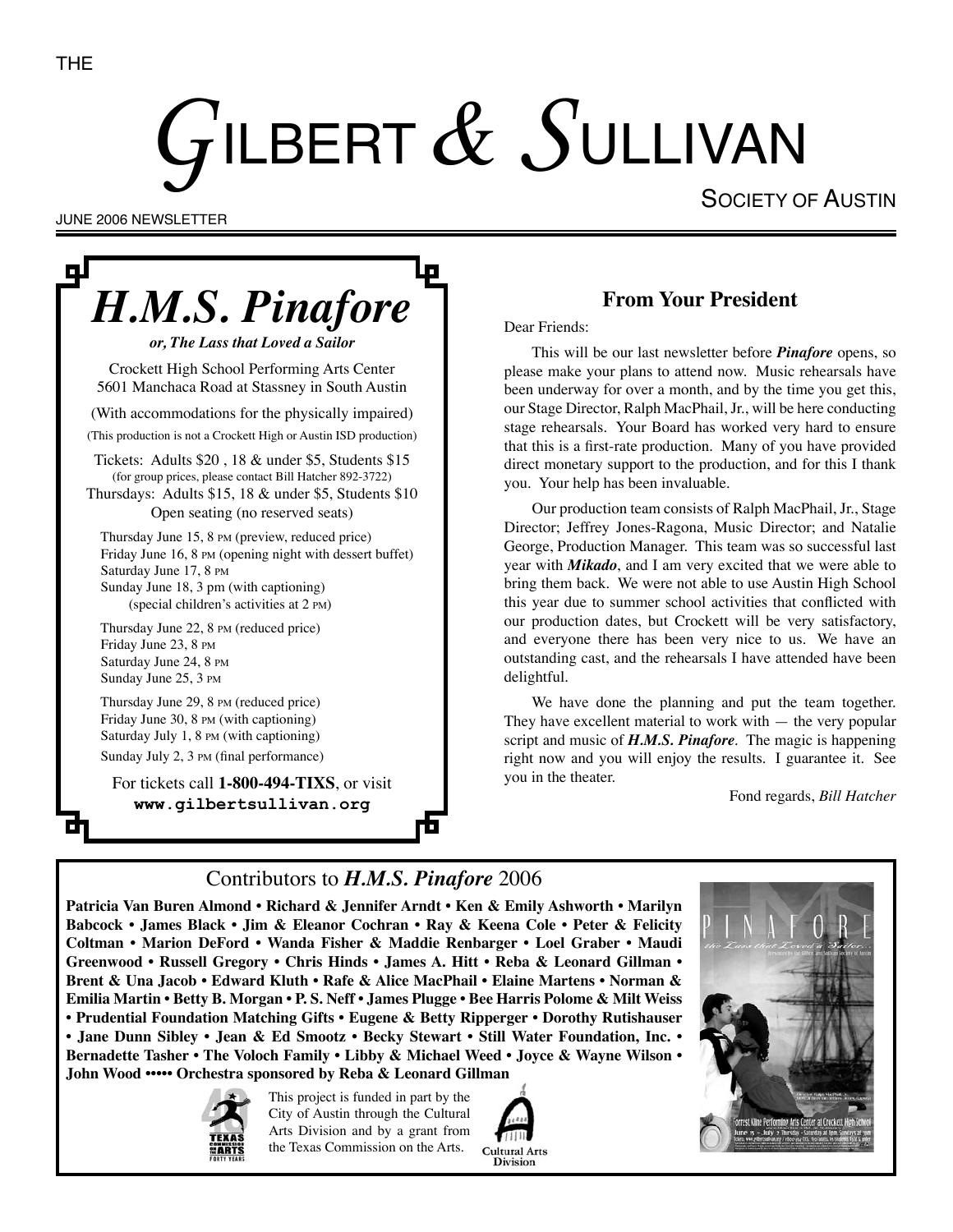THE

# GILBERT & SULLIVAN

SOCIETY OF AUSTIN

JUNE 2006 NEWSLETTER

## *H.M.S. Pinafore*

***or, The Lass that Loved a Sailor***

Crockett High School Performing Arts Center
5601 Manchaca Road at Stassney in South Austin

(With accommodations for the physically impaired)

(This production is not a Crockett High or Austin ISD production)

Tickets: Adults $20 , 18 & under $5, Students $15
(for group prices, please contact Bill Hatcher 892-3722)
Thursdays: Adults $15, 18 & under $5, Students $10
Open seating (no reserved seats)

Thursday June 15, 8 PM (preview, reduced price)
Friday June 16, 8 PM (opening night with dessert buffet)
Saturday June 17, 8 PM
Sunday June 18, 3 pm (with captioning)
(special children's activities at 2 PM)

Thursday June 22, 8 PM (reduced price)
Friday June 23, 8 PM
Saturday June 24, 8 PM
Sunday June 25, 3 PM

Thursday June 29, 8 PM (reduced price)
Friday June 30, 8 PM (with captioning)
Saturday July 1, 8 PM (with captioning)
Sunday July 2, 3 PM (final performance)

For tickets call **1-800-494-TIXS**, or visit **www.gilbertsullivan.org**

## From Your President

Dear Friends:

This will be our last newsletter before ***Pinafore*** opens, so please make your plans to attend now. Music rehearsals have been underway for over a month, and by the time you get this, our Stage Director, Ralph MacPhail, Jr., will be here conducting stage rehearsals. Your Board has worked very hard to ensure that this is a first-rate production. Many of you have provided direct monetary support to the production, and for this I thank you. Your help has been invaluable.

Our production team consists of Ralph MacPhail, Jr., Stage Director; Jeffrey Jones-Ragona, Music Director; and Natalie George, Production Manager. This team was so successful last year with ***Mikado***, and I am very excited that we were able to bring them back. We were not able to use Austin High School this year due to summer school activities that conflicted with our production dates, but Crockett will be very satisfactory, and everyone there has been very nice to us. We have an outstanding cast, and the rehearsals I have attended have been delightful.

We have done the planning and put the team together. They have excellent material to work with — the very popular script and music of ***H.M.S. Pinafore***. The magic is happening right now and you will enjoy the results. I guarantee it. See you in the theater.

Fond regards, *Bill Hatcher*

## Contributors to *H.M.S. Pinafore* 2006

**Patricia Van Buren Almond • Richard & Jennifer Arndt • Ken & Emily Ashworth • Marilyn Babcock • James Black • Jim & Eleanor Cochran • Ray & Keena Cole • Peter & Felicity Coltman • Marion DeFord • Wanda Fisher & Maddie Renbarger • Loel Graber • Maudi Greenwood • Russell Gregory • Chris Hinds • James A. Hitt • Reba & Leonard Gillman • Brent & Una Jacob • Edward Kluth • Rafe & Alice MacPhail • Elaine Martens • Norman & Emilia Martin • Betty B. Morgan • P. S. Neff • James Plugge • Bee Harris Polome & Milt Weiss • Prudential Foundation Matching Gifts • Eugene & Betty Ripperger • Dorothy Rutishauser • Jane Dunn Sibley • Jean & Ed Smootz • Becky Stewart • Still Water Foundation, Inc. • Bernadette Tasher • The Voloch Family • Libby & Michael Weed • Joyce & Wayne Wilson • John Wood ••••• Orchestra sponsored by Reba & Leonard Gillman**

This project is funded in part by the City of Austin through the Cultural Arts Division and by a grant from the Texas Commission on the Arts.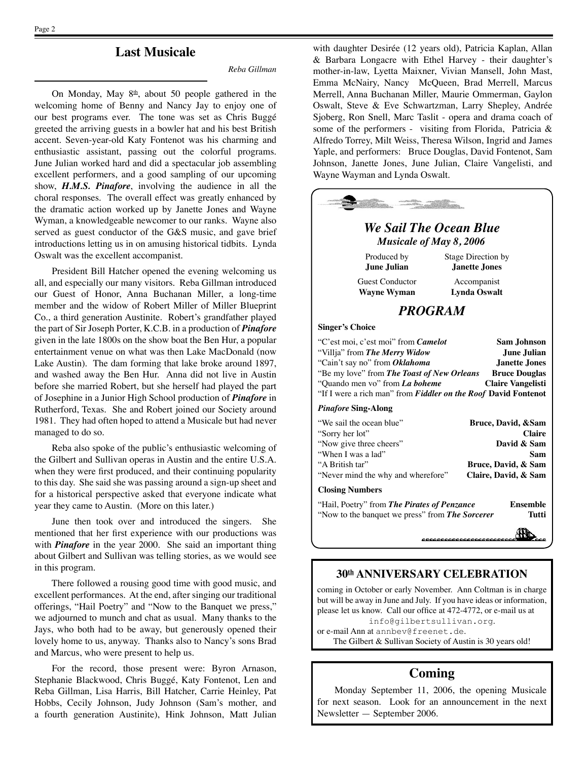## Last Musicale

*Reba Gillman*

On Monday, May 8th, about 50 people gathered in the welcoming home of Benny and Nancy Jay to enjoy one of our best programs ever. The tone was set as Chris Buggé greeted the arriving guests in a bowler hat and his best British accent. Seven-year-old Katy Fontenot was his charming and enthusiastic assistant, passing out the colorful programs. June Julian worked hard and did a spectacular job assembling excellent performers, and a good sampling of our upcoming show, ***H.M.S. Pinafore***, involving the audience in all the choral responses. The overall effect was greatly enhanced by the dramatic action worked up by Janette Jones and Wayne Wyman, a knowledgeable newcomer to our ranks. Wayne also served as guest conductor of the G&S music, and gave brief introductions letting us in on amusing historical tidbits. Lynda Oswalt was the excellent accompanist.

President Bill Hatcher opened the evening welcoming us all, and especially our many visitors. Reba Gillman introduced our Guest of Honor, Anna Buchanan Miller, a long-time member and the widow of Robert Miller of Miller Blueprint Co., a third generation Austinite. Robert's grandfather played the part of Sir Joseph Porter, K.C.B. in a production of ***Pinafore*** given in the late 1800s on the show boat the Ben Hur, a popular entertainment venue on what was then Lake MacDonald (now Lake Austin). The dam forming that lake broke around 1897, and washed away the Ben Hur. Anna did not live in Austin before she married Robert, but she herself had played the part of Josephine in a Junior High School production of ***Pinafore*** in Rutherford, Texas. She and Robert joined our Society around 1981. They had often hoped to attend a Musicale but had never managed to do so.

Reba also spoke of the public's enthusiastic welcoming of the Gilbert and Sullivan operas in Austin and the entire U.S.A. when they were first produced, and their continuing popularity to this day. She said she was passing around a sign-up sheet and for a historical perspective asked that everyone indicate what year they came to Austin. (More on this later.)

June then took over and introduced the singers. She mentioned that her first experience with our productions was with ***Pinafore*** in the year 2000. She said an important thing about Gilbert and Sullivan was telling stories, as we would see in this program.

There followed a rousing good time with good music, and excellent performances. At the end, after singing our traditional offerings, "Hail Poetry" and "Now to the Banquet we press," we adjourned to munch and chat as usual. Many thanks to the Jays, who both had to be away, but generously opened their lovely home to us, anyway. Thanks also to Nancy's sons Brad and Marcus, who were present to help us.

For the record, those present were: Byron Arnason, Stephanie Blackwood, Chris Buggé, Katy Fontenot, Len and Reba Gillman, Lisa Harris, Bill Hatcher, Carrie Heinley, Pat Hobbs, Cecily Johnson, Judy Johnson (Sam's mother, and a fourth generation Austinite), Hink Johnson, Matt Julian with daughter Desirée (12 years old), Patricia Kaplan, Allan & Barbara Longacre with Ethel Harvey - their daughter's mother-in-law, Lyetta Maixner, Vivian Mansell, John Mast, Emma McNairy, Nancy McQueen, Brad Merrell, Marcus Merrell, Anna Buchanan Miller, Maurie Ommerman, Gaylon Oswalt, Steve & Eve Schwartzman, Larry Shepley, Andrée Sjoberg, Ron Snell, Marc Taslit - opera and drama coach of some of the performers - visiting from Florida, Patricia & Alfredo Torrey, Milt Weiss, Theresa Wilson, Ingrid and James Yaple, and performers: Bruce Douglas, David Fontenot, Sam Johnson, Janette Jones, June Julian, Claire Vangelisti, and Wayne Wayman and Lynda Oswalt.

---

### *We Sail The Ocean Blue*

***Musicale of May 8, 2006***

Produced by **June Julian** — Stage Direction by **Janette Jones**

Guest Conductor **Wayne Wyman** — Accompanist **Lynda Oswalt**

### *PROGRAM*

**Singer's Choice**

| | |
|---|---|
| "C'est moi, c'est moi" from ***Camelot*** | **Sam Johnson** |
| "Villja" from ***The Merry Widow*** | **June Julian** |
| "Cain't say no" from ***Oklahoma*** | **Janette Jones** |
| "Be my love" from ***The Toast of New Orleans*** | **Bruce Douglas** |
| "Quando men vo" from ***La boheme*** | **Claire Vangelisti** |
| "If I were a rich man" from ***Fiddler on the Roof*** | **David Fontenot** |

***Pinafore* Sing-Along**

| | |
|---|---|
| "We sail the ocean blue" | **Bruce, David, &Sam** |
| "Sorry her lot" | **Claire** |
| "Now give three cheers" | **David & Sam** |
| "When I was a lad" | **Sam** |
| "A British tar" | **Bruce, David, & Sam** |
| "Never mind the why and wherefore" | **Claire, David, & Sam** |

**Closing Numbers**

| | |
|---|---|
| "Hail, Poetry" from ***The Pirates of Penzance*** | **Ensemble** |
| "Now to the banquet we press" from ***The Sorcerer*** | **Tutti** |

---

## 30th ANNIVERSARY CELEBRATION

coming in October or early November. Ann Coltman is in charge but will be away in June and July. If you have ideas or information, please let us know. Call our office at 472-4772, or e-mail us at info@gilbertsullivan.org.
or e-mail Ann at annbev@freenet.de.

The Gilbert & Sullivan Society of Austin is 30 years old!

---

## Coming

Monday September 11, 2006, the opening Musicale for next season. Look for an announcement in the next Newsletter — September 2006.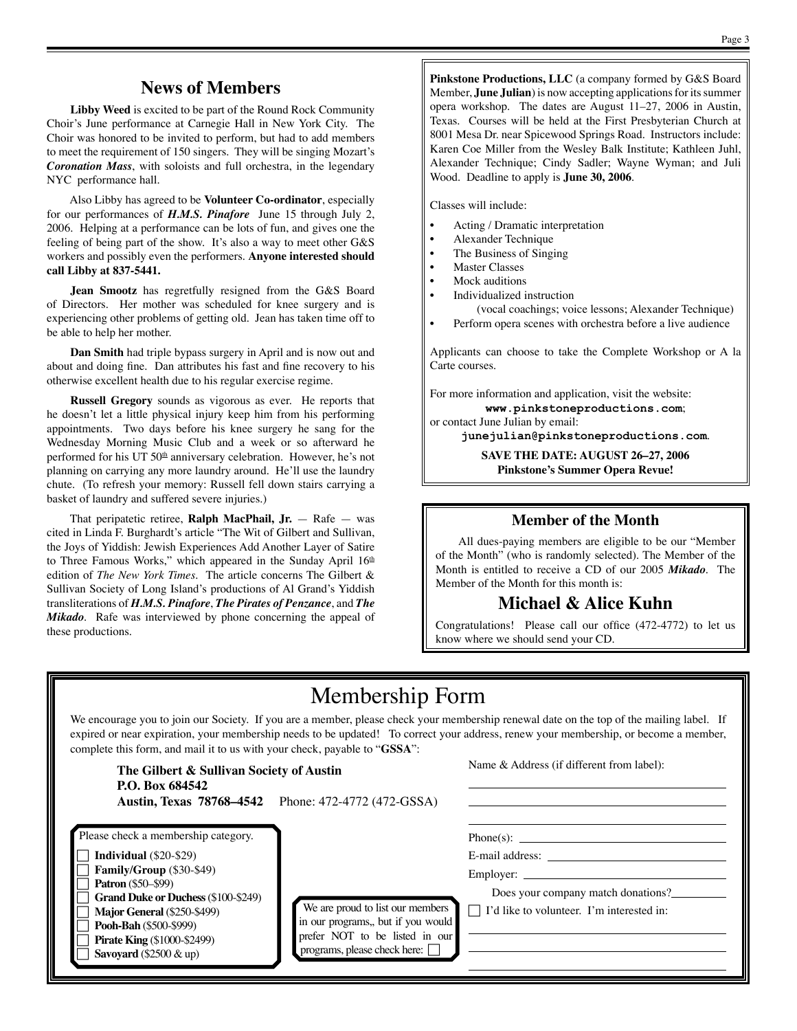## News of Members

**Libby Weed** is excited to be part of the Round Rock Community Choir's June performance at Carnegie Hall in New York City. The Choir was honored to be invited to perform, but had to add members to meet the requirement of 150 singers. They will be singing Mozart's ***Coronation Mass***, with soloists and full orchestra, in the legendary NYC performance hall.

Also Libby has agreed to be **Volunteer Co-ordinator**, especially for our performances of ***H.M.S. Pinafore*** June 15 through July 2, 2006. Helping at a performance can be lots of fun, and gives one the feeling of being part of the show. It's also a way to meet other G&S workers and possibly even the performers. **Anyone interested should call Libby at 837-5441.**

**Jean Smootz** has regretfully resigned from the G&S Board of Directors. Her mother was scheduled for knee surgery and is experiencing other problems of getting old. Jean has taken time off to be able to help her mother.

**Dan Smith** had triple bypass surgery in April and is now out and about and doing fine. Dan attributes his fast and fine recovery to his otherwise excellent health due to his regular exercise regime.

**Russell Gregory** sounds as vigorous as ever. He reports that he doesn't let a little physical injury keep him from his performing appointments. Two days before his knee surgery he sang for the Wednesday Morning Music Club and a week or so afterward he performed for his UT 50th anniversary celebration. However, he's not planning on carrying any more laundry around. He'll use the laundry chute. (To refresh your memory: Russell fell down stairs carrying a basket of laundry and suffered severe injuries.)

That peripatetic retiree, **Ralph MacPhail, Jr.** — Rafe — was cited in Linda F. Burghardt's article "The Wit of Gilbert and Sullivan, the Joys of Yiddish: Jewish Experiences Add Another Layer of Satire to Three Famous Works," which appeared in the Sunday April 16th edition of *The New York Times*. The article concerns The Gilbert & Sullivan Society of Long Island's productions of Al Grand's Yiddish transliterations of ***H.M.S. Pinafore***, ***The Pirates of Penzance***, and ***The Mikado***. Rafe was interviewed by phone concerning the appeal of these productions.

**Pinkstone Productions, LLC** (a company formed by G&S Board Member, **June Julian**) is now accepting applications for its summer opera workshop. The dates are August 11–27, 2006 in Austin, Texas. Courses will be held at the First Presbyterian Church at 8001 Mesa Dr. near Spicewood Springs Road. Instructors include: Karen Coe Miller from the Wesley Balk Institute; Kathleen Juhl, Alexander Technique; Cindy Sadler; Wayne Wyman; and Juli Wood. Deadline to apply is **June 30, 2006**.

Classes will include:

- Acting / Dramatic interpretation
- Alexander Technique
- The Business of Singing
- Master Classes
- Mock auditions
- Individualized instruction
  (vocal coachings; voice lessons; Alexander Technique)
- Perform opera scenes with orchestra before a live audience

Applicants can choose to take the Complete Workshop or A la Carte courses.

For more information and application, visit the website:
**www.pinkstoneproductions.com**;
or contact June Julian by email:
**junejulian@pinkstoneproductions.com**.

**SAVE THE DATE: AUGUST 26–27, 2006**
**Pinkstone's Summer Opera Revue!**

## Member of the Month

All dues-paying members are eligible to be our "Member of the Month" (who is randomly selected). The Member of the Month is entitled to receive a CD of our 2005 ***Mikado***. The Member of the Month for this month is:

## Michael & Alice Kuhn

Congratulations! Please call our office (472-4772) to let us know where we should send your CD.

# Membership Form

We encourage you to join our Society. If you are a member, please check your membership renewal date on the top of the mailing label. If expired or near expiration, your membership needs to be updated! To correct your address, renew your membership, or become a member, complete this form, and mail it to us with your check, payable to "**GSSA**":

**The Gilbert & Sullivan Society of Austin**
**P.O. Box 684542**
**Austin, Texas 78768–4542** Phone: 472-4772 (472-GSSA)

Please check a membership category.

- ☐ **Individual** ($20-$29)
- ☐ **Family/Group** ($30-$49)
- ☐ **Patron** ($50–$99)
- ☐ **Grand Duke or Duchess** ($100-$249)
- ☐ **Major General** ($250-$499)
- ☐ **Pooh-Bah** ($500-$999)
- ☐ **Pirate King** ($1000-$2499)
- ☐ **Savoyard** ($2500 & up)

We are proud to list our members in our programs,, but if you would prefer NOT to be listed in our programs, please check here: ☐

Name & Address (if different from label): ____________________

Phone(s): ____________________

E-mail address: ____________________

Employer: ____________________

Does your company match donations? __________

☐ I'd like to volunteer. I'm interested in: ____________________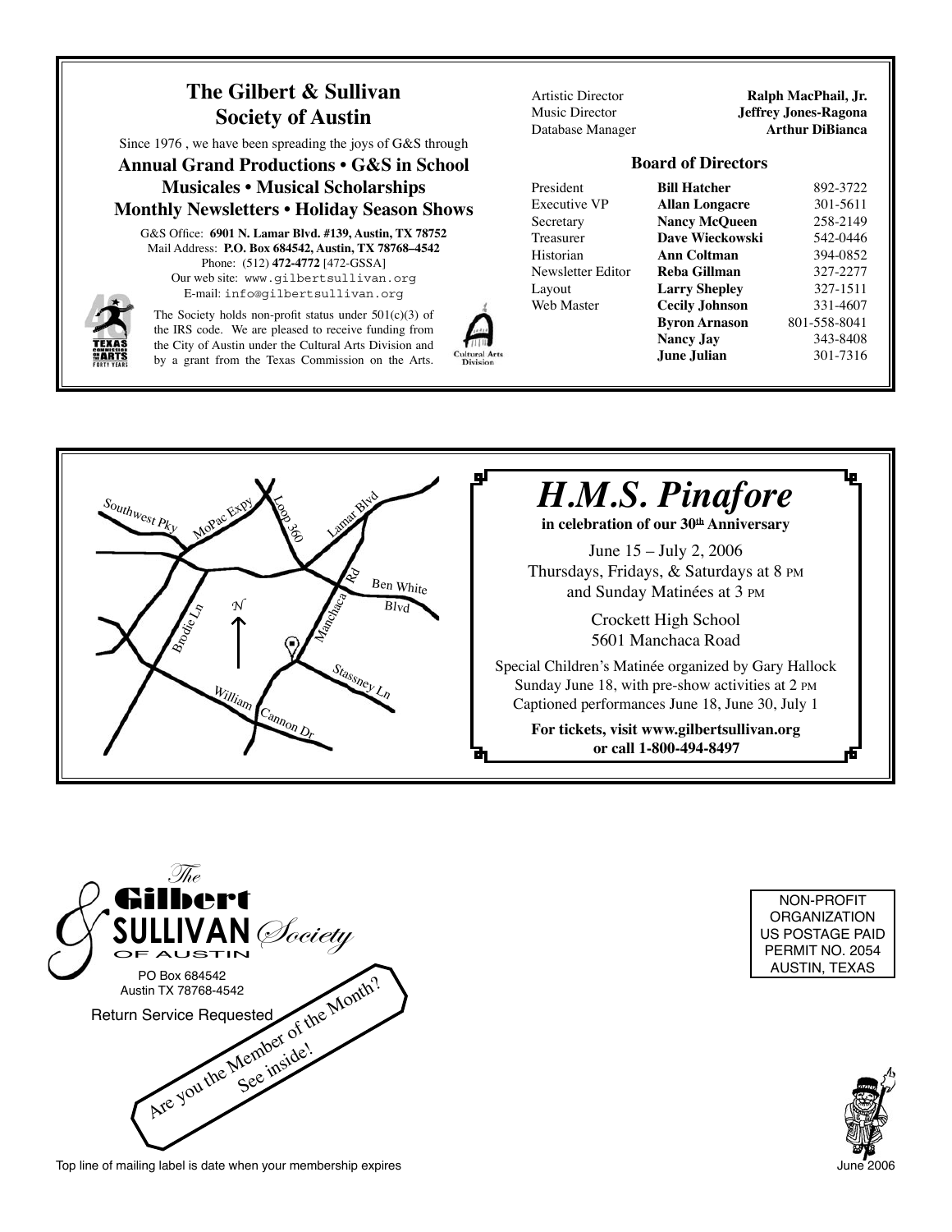## The Gilbert & Sullivan Society of Austin

Since 1976 , we have been spreading the joys of G&S through

**Annual Grand Productions • G&S in School Musicales • Musical Scholarships Monthly Newsletters • Holiday Season Shows**

G&S Office: **6901 N. Lamar Blvd. #139, Austin, TX 78752**
Mail Address: **P.O. Box 684542, Austin, TX 78768–4542**
Phone: (512) **472-4772** [472-GSSA]
Our web site: www.gilbertsullivan.org
E-mail: info@gilbertsullivan.org

The Society holds non-profit status under 501(c)(3) of the IRS code. We are pleased to receive funding from the City of Austin under the Cultural Arts Division and by a grant from the Texas Commission on the Arts.

| | |
|---|---|
| Artistic Director | **Ralph MacPhail, Jr.** |
| Music Director | **Jeffrey Jones-Ragona** |
| Database Manager | **Arthur DiBianca** |

### Board of Directors

| | | |
|---|---|---|
| President | **Bill Hatcher** | 892-3722 |
| Executive VP | **Allan Longacre** | 301-5611 |
| Secretary | **Nancy McQueen** | 258-2149 |
| Treasurer | **Dave Wieckowski** | 542-0446 |
| Historian | **Ann Coltman** | 394-0852 |
| Newsletter Editor | **Reba Gillman** | 327-2277 |
| Layout | **Larry Shepley** | 327-1511 |
| Web Master | **Cecily Johnson** | 331-4607 |
| | **Byron Arnason** | 801-558-8041 |
| | **Nancy Jay** | 343-8408 |
| | **June Julian** | 301-7316 |

Southwest Pky
MoPac Expy
Loop 360
Lamar Blvd
Ben White Blvd
Manchaca Rd
Brodie Ln
N
Stassney Ln
William Cannon Dr

# *H.M.S. Pinafore*

**in celebration of our 30th Anniversary**

June 15 – July 2, 2006
Thursdays, Fridays, & Saturdays at 8 PM
and Sunday Matinées at 3 PM

Crockett High School
5601 Manchaca Road

Special Children's Matinée organized by Gary Hallock
Sunday June 18, with pre-show activities at 2 PM
Captioned performances June 18, June 30, July 1

**For tickets, visit www.gilbertsullivan.org or call 1-800-494-8497**

The Gilbert & Sullivan Society of Austin
PO Box 684542
Austin TX 78768-4542

Return Service Requested

Are you the Member of the Month? See inside!

NON-PROFIT ORGANIZATION
US POSTAGE PAID
PERMIT NO. 2054
AUSTIN, TEXAS

Top line of mailing label is date when your membership expires

June 2006